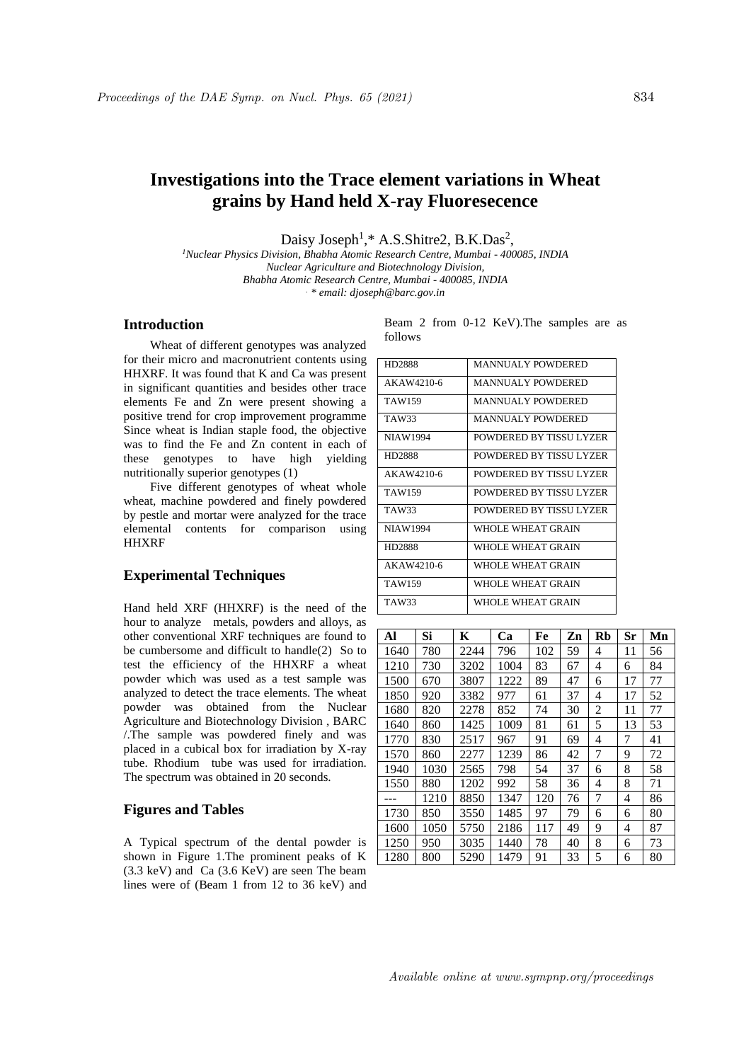# Investigations into the Trace element variations in Wheat grains by Hand held X-ray Fluoresecence

Daisy Joseph[1],* A.S.Shitre2, B.K.Das[2],

[1]Nuclear Physics Division, Bhabha Atomic Research Centre, Mumbai - 400085, INDIA
Nuclear Agriculture and Biotechnology Division,
Bhabha Atomic Research Centre, Mumbai - 400085, INDIA
. * email: djoseph@barc.gov.in

## Introduction

Wheat of different genotypes was analyzed for their micro and macronutrient contents using HHXRF. It was found that K and Ca was present in significant quantities and besides other trace elements Fe and Zn were present showing a positive trend for crop improvement programme Since wheat is Indian staple food, the objective was to find the Fe and Zn content in each of these genotypes to have high yielding nutritionally superior genotypes (1)

Five different genotypes of wheat whole wheat, machine powdered and finely powdered by pestle and mortar were analyzed for the trace elemental contents for comparison using HHXRF

## Experimental Techniques

Hand held XRF (HHXRF) is the need of the hour to analyze metals, powders and alloys, as other conventional XRF techniques are found to be cumbersome and difficult to handle(2) So to test the efficiency of the HHXRF a wheat powder which was used as a test sample was analyzed to detect the trace elements. The wheat powder was obtained from the Nuclear Agriculture and Biotechnology Division , BARC /.The sample was powdered finely and was placed in a cubical box for irradiation by X-ray tube. Rhodium tube was used for irradiation. The spectrum was obtained in 20 seconds.

## Figures and Tables

A Typical spectrum of the dental powder is shown in Figure 1.The prominent peaks of K (3.3 keV) and Ca (3.6 KeV) are seen The beam lines were of (Beam 1 from 12 to 36 keV) and Beam 2 from 0-12 KeV).The samples are as follows

| | |
|---|---|
| HD2888 | MANNUALY POWDERED |
| AKAW4210-6 | MANNUALY POWDERED |
| TAW159 | MANNUALY POWDERED |
| TAW33 | MANNUALY POWDERED |
| NIAW1994 | POWDERED BY TISSU LYZER |
| HD2888 | POWDERED BY TISSU LYZER |
| AKAW4210-6 | POWDERED BY TISSU LYZER |
| TAW159 | POWDERED BY TISSU LYZER |
| TAW33 | POWDERED BY TISSU LYZER |
| NIAW1994 | WHOLE WHEAT GRAIN |
| HD2888 | WHOLE WHEAT GRAIN |
| AKAW4210-6 | WHOLE WHEAT GRAIN |
| TAW159 | WHOLE WHEAT GRAIN |
| TAW33 | WHOLE WHEAT GRAIN |

| Al | Si | K | Ca | Fe | Zn | Rb | Sr | Mn |
|---|---|---|---|---|---|---|---|---|
| 1640 | 780 | 2244 | 796 | 102 | 59 | 4 | 11 | 56 |
| 1210 | 730 | 3202 | 1004 | 83 | 67 | 4 | 6 | 84 |
| 1500 | 670 | 3807 | 1222 | 89 | 47 | 6 | 17 | 77 |
| 1850 | 920 | 3382 | 977 | 61 | 37 | 4 | 17 | 52 |
| 1680 | 820 | 2278 | 852 | 74 | 30 | 2 | 11 | 77 |
| 1640 | 860 | 1425 | 1009 | 81 | 61 | 5 | 13 | 53 |
| 1770 | 830 | 2517 | 967 | 91 | 69 | 4 | 7 | 41 |
| 1570 | 860 | 2277 | 1239 | 86 | 42 | 7 | 9 | 72 |
| 1940 | 1030 | 2565 | 798 | 54 | 37 | 6 | 8 | 58 |
| 1550 | 880 | 1202 | 992 | 58 | 36 | 4 | 8 | 71 |
| --- | 1210 | 8850 | 1347 | 120 | 76 | 7 | 4 | 86 |
| 1730 | 850 | 3550 | 1485 | 97 | 79 | 6 | 6 | 80 |
| 1600 | 1050 | 5750 | 2186 | 117 | 49 | 9 | 4 | 87 |
| 1250 | 950 | 3035 | 1440 | 78 | 40 | 8 | 6 | 73 |
| 1280 | 800 | 5290 | 1479 | 91 | 33 | 5 | 6 | 80 |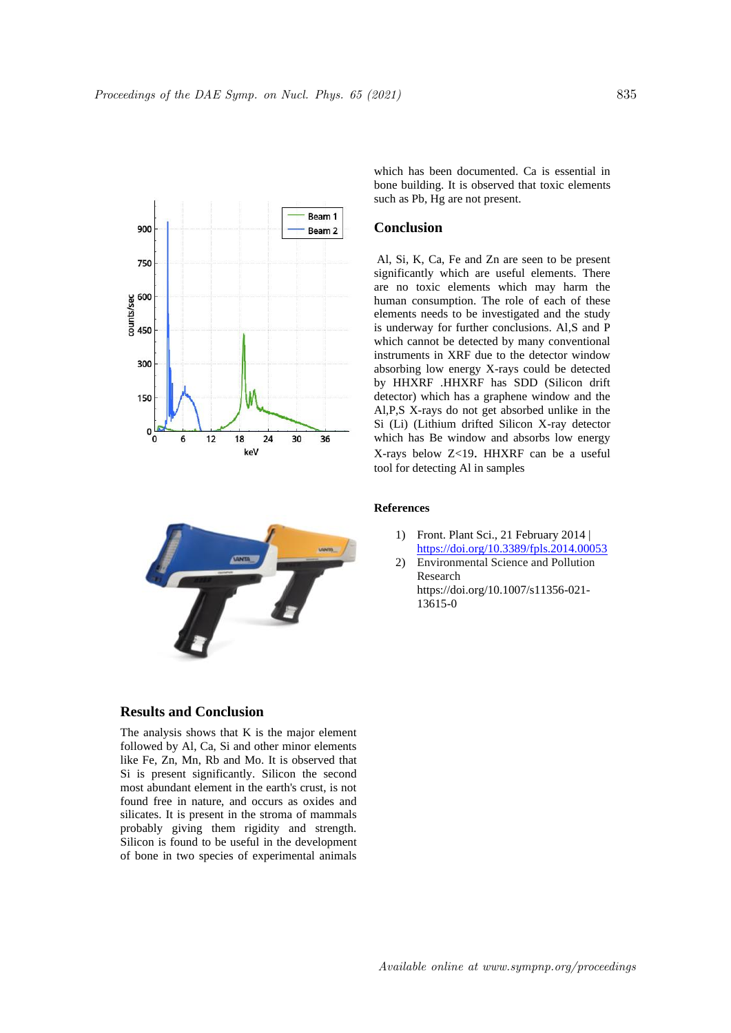Beam 1
Beam 2
900
750
600
450
300
150
0
counts/sec
0
6
12
18
24
30
36
keV

## Results and Conclusion

The analysis shows that K is the major element followed by Al, Ca, Si and other minor elements like Fe, Zn, Mn, Rb and Mo. It is observed that Si is present significantly. Silicon the second most abundant element in the earth's crust, is not found free in nature, and occurs as oxides and silicates. It is present in the stroma of mammals probably giving them rigidity and strength. Silicon is found to be useful in the development of bone in two species of experimental animals which has been documented. Ca is essential in bone building. It is observed that toxic elements such as Pb, Hg are not present.

## Conclusion

Al, Si, K, Ca, Fe and Zn are seen to be present significantly which are useful elements. There are no toxic elements which may harm the human consumption. The role of each of these elements needs to be investigated and the study is underway for further conclusions. Al,S and P which cannot be detected by many conventional instruments in XRF due to the detector window absorbing low energy X-rays could be detected by HHXRF .HHXRF has SDD (Silicon drift detector) which has a graphene window and the Al,P,S X-rays do not get absorbed unlike in the Si (Li) (Lithium drifted Silicon X-ray detector which has Be window and absorbs low energy X-rays below Z<19. HHXRF can be a useful tool for detecting Al in samples

### References

1) Front. Plant Sci., 21 February 2014 | https://doi.org/10.3389/fpls.2014.00053
2) Environmental Science and Pollution Research https://doi.org/10.1007/s11356-021-13615-0